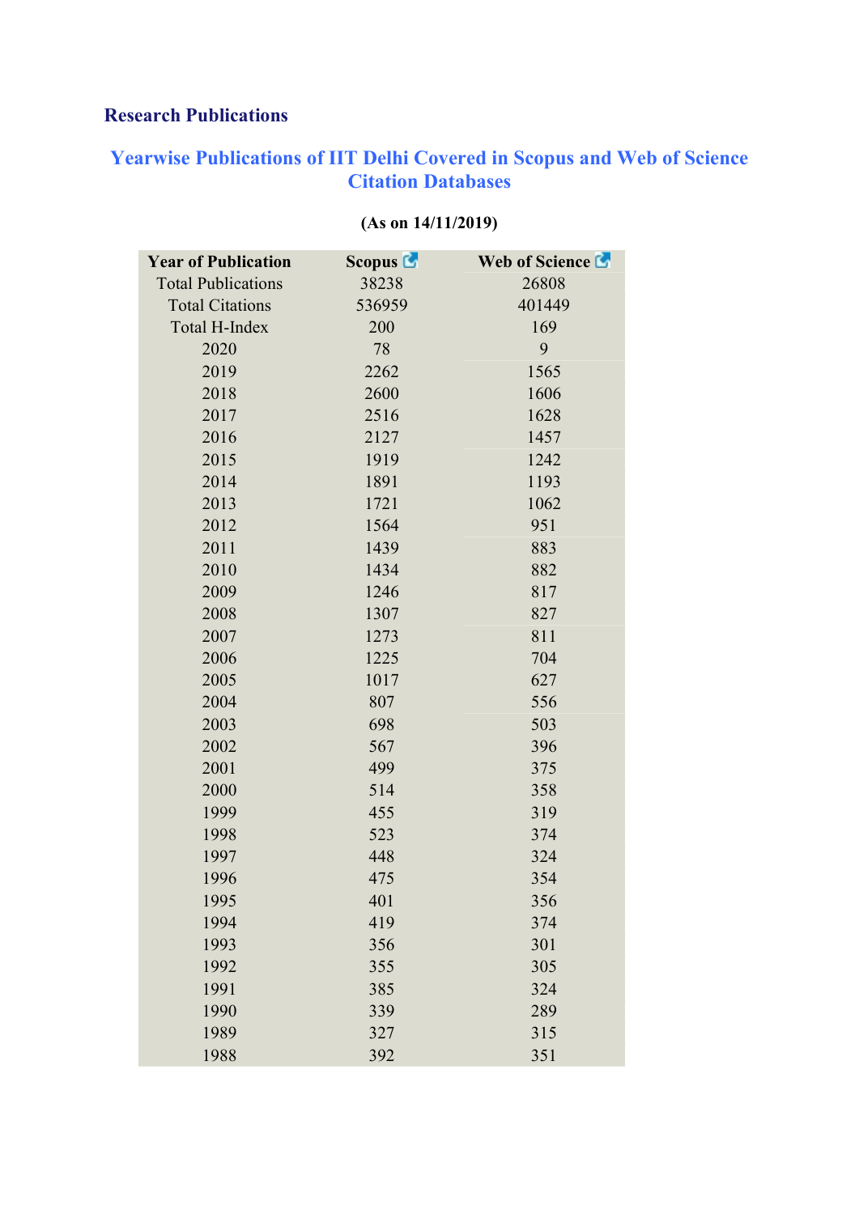## Research Publications

### Yearwise Publications of IIT Delhi Covered in Scopus and Web of Science Citation Databases

**(As on 14/11/2019)**

| Year of Publication | Scopus | Web of Science |
|---|---|---|
| Total Publications | 38238 | 26808 |
| Total Citations | 536959 | 401449 |
| Total H-Index | 200 | 169 |
| 2020 | 78 | 9 |
| 2019 | 2262 | 1565 |
| 2018 | 2600 | 1606 |
| 2017 | 2516 | 1628 |
| 2016 | 2127 | 1457 |
| 2015 | 1919 | 1242 |
| 2014 | 1891 | 1193 |
| 2013 | 1721 | 1062 |
| 2012 | 1564 | 951 |
| 2011 | 1439 | 883 |
| 2010 | 1434 | 882 |
| 2009 | 1246 | 817 |
| 2008 | 1307 | 827 |
| 2007 | 1273 | 811 |
| 2006 | 1225 | 704 |
| 2005 | 1017 | 627 |
| 2004 | 807 | 556 |
| 2003 | 698 | 503 |
| 2002 | 567 | 396 |
| 2001 | 499 | 375 |
| 2000 | 514 | 358 |
| 1999 | 455 | 319 |
| 1998 | 523 | 374 |
| 1997 | 448 | 324 |
| 1996 | 475 | 354 |
| 1995 | 401 | 356 |
| 1994 | 419 | 374 |
| 1993 | 356 | 301 |
| 1992 | 355 | 305 |
| 1991 | 385 | 324 |
| 1990 | 339 | 289 |
| 1989 | 327 | 315 |
| 1988 | 392 | 351 |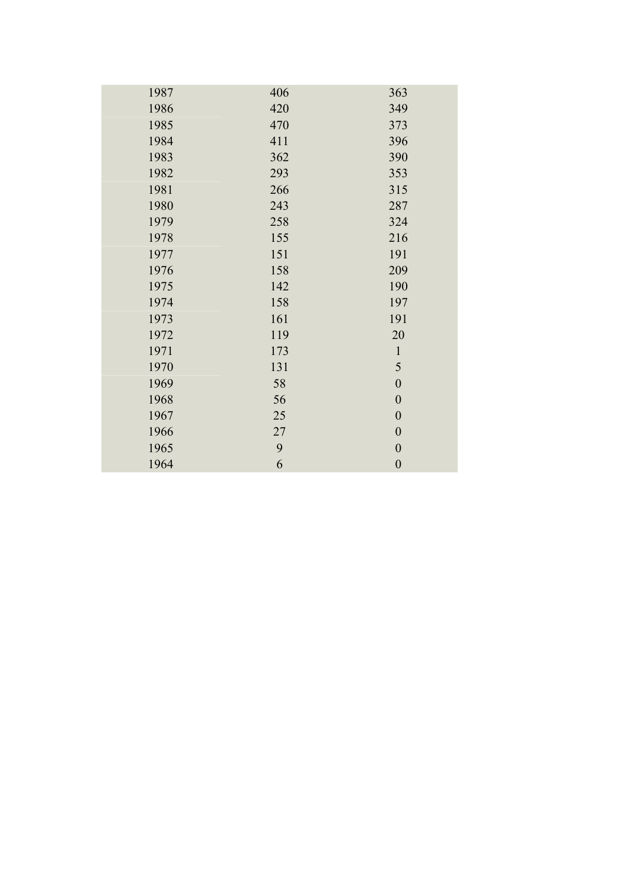| | | |
|---|---|---|
| 1987 | 406 | 363 |
| 1986 | 420 | 349 |
| 1985 | 470 | 373 |
| 1984 | 411 | 396 |
| 1983 | 362 | 390 |
| 1982 | 293 | 353 |
| 1981 | 266 | 315 |
| 1980 | 243 | 287 |
| 1979 | 258 | 324 |
| 1978 | 155 | 216 |
| 1977 | 151 | 191 |
| 1976 | 158 | 209 |
| 1975 | 142 | 190 |
| 1974 | 158 | 197 |
| 1973 | 161 | 191 |
| 1972 | 119 | 20 |
| 1971 | 173 | 1 |
| 1970 | 131 | 5 |
| 1969 | 58 | 0 |
| 1968 | 56 | 0 |
| 1967 | 25 | 0 |
| 1966 | 27 | 0 |
| 1965 | 9 | 0 |
| 1964 | 6 | 0 |